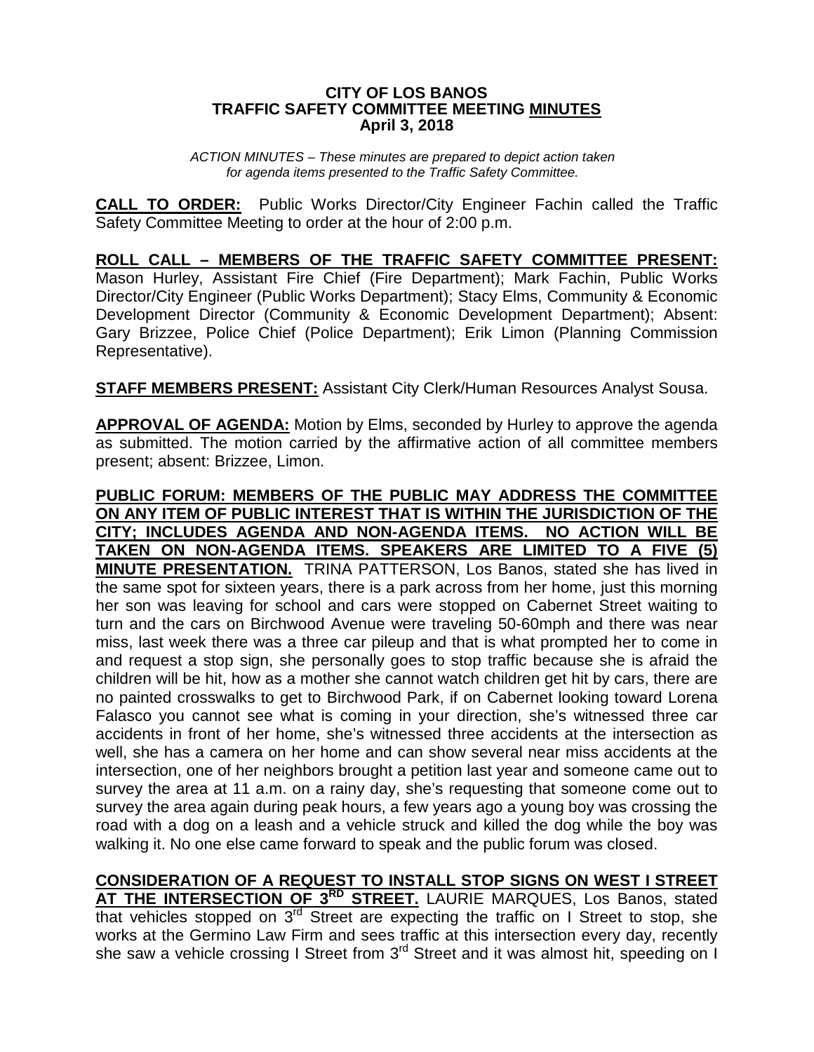**CITY OF LOS BANOS**
**TRAFFIC SAFETY COMMITTEE MEETING MINUTES**
**April 3, 2018**

*ACTION MINUTES – These minutes are prepared to depict action taken for agenda items presented to the Traffic Safety Committee.*

**CALL TO ORDER:** Public Works Director/City Engineer Fachin called the Traffic Safety Committee Meeting to order at the hour of 2:00 p.m.

**ROLL CALL – MEMBERS OF THE TRAFFIC SAFETY COMMITTEE PRESENT:** Mason Hurley, Assistant Fire Chief (Fire Department); Mark Fachin, Public Works Director/City Engineer (Public Works Department); Stacy Elms, Community & Economic Development Director (Community & Economic Development Department); Absent: Gary Brizzee, Police Chief (Police Department); Erik Limon (Planning Commission Representative).

**STAFF MEMBERS PRESENT:** Assistant City Clerk/Human Resources Analyst Sousa.

**APPROVAL OF AGENDA:** Motion by Elms, seconded by Hurley to approve the agenda as submitted. The motion carried by the affirmative action of all committee members present; absent: Brizzee, Limon.

**PUBLIC FORUM: MEMBERS OF THE PUBLIC MAY ADDRESS THE COMMITTEE ON ANY ITEM OF PUBLIC INTEREST THAT IS WITHIN THE JURISDICTION OF THE CITY; INCLUDES AGENDA AND NON-AGENDA ITEMS. NO ACTION WILL BE TAKEN ON NON-AGENDA ITEMS. SPEAKERS ARE LIMITED TO A FIVE (5) MINUTE PRESENTATION.** TRINA PATTERSON, Los Banos, stated she has lived in the same spot for sixteen years, there is a park across from her home, just this morning her son was leaving for school and cars were stopped on Cabernet Street waiting to turn and the cars on Birchwood Avenue were traveling 50-60mph and there was near miss, last week there was a three car pileup and that is what prompted her to come in and request a stop sign, she personally goes to stop traffic because she is afraid the children will be hit, how as a mother she cannot watch children get hit by cars, there are no painted crosswalks to get to Birchwood Park, if on Cabernet looking toward Lorena Falasco you cannot see what is coming in your direction, she's witnessed three car accidents in front of her home, she's witnessed three accidents at the intersection as well, she has a camera on her home and can show several near miss accidents at the intersection, one of her neighbors brought a petition last year and someone came out to survey the area at 11 a.m. on a rainy day, she's requesting that someone come out to survey the area again during peak hours, a few years ago a young boy was crossing the road with a dog on a leash and a vehicle struck and killed the dog while the boy was walking it. No one else came forward to speak and the public forum was closed.

**CONSIDERATION OF A REQUEST TO INSTALL STOP SIGNS ON WEST I STREET AT THE INTERSECTION OF 3RD STREET.** LAURIE MARQUES, Los Banos, stated that vehicles stopped on 3rd Street are expecting the traffic on I Street to stop, she works at the Germino Law Firm and sees traffic at this intersection every day, recently she saw a vehicle crossing I Street from 3rd Street and it was almost hit, speeding on I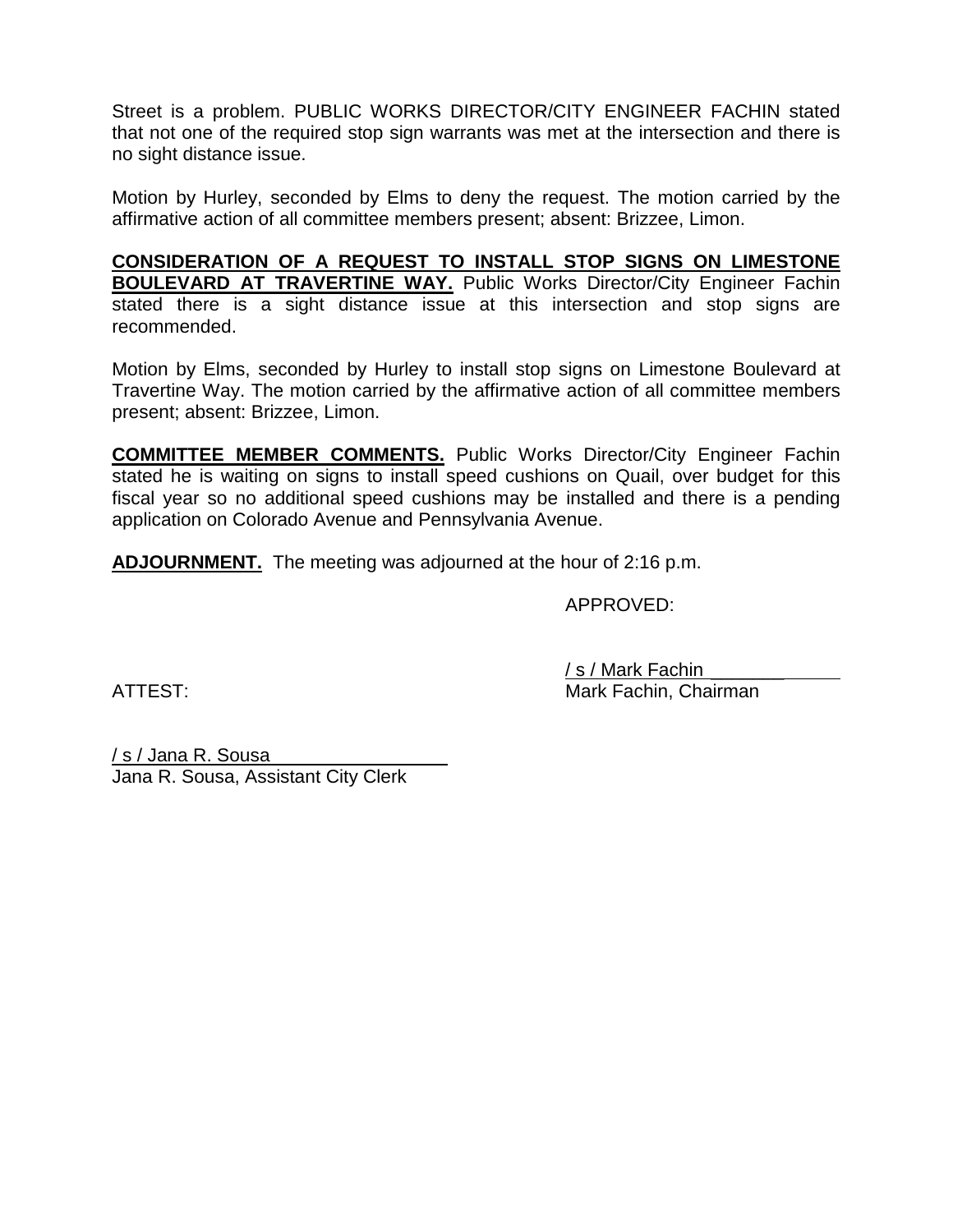Street is a problem. PUBLIC WORKS DIRECTOR/CITY ENGINEER FACHIN stated that not one of the required stop sign warrants was met at the intersection and there is no sight distance issue.

Motion by Hurley, seconded by Elms to deny the request. The motion carried by the affirmative action of all committee members present; absent: Brizzee, Limon.

**CONSIDERATION OF A REQUEST TO INSTALL STOP SIGNS ON LIMESTONE BOULEVARD AT TRAVERTINE WAY.** Public Works Director/City Engineer Fachin stated there is a sight distance issue at this intersection and stop signs are recommended.

Motion by Elms, seconded by Hurley to install stop signs on Limestone Boulevard at Travertine Way. The motion carried by the affirmative action of all committee members present; absent: Brizzee, Limon.

**COMMITTEE MEMBER COMMENTS.** Public Works Director/City Engineer Fachin stated he is waiting on signs to install speed cushions on Quail, over budget for this fiscal year so no additional speed cushions may be installed and there is a pending application on Colorado Avenue and Pennsylvania Avenue.

**ADJOURNMENT.** The meeting was adjourned at the hour of 2:16 p.m.

APPROVED:

/ s / Mark Fachin
Mark Fachin, Chairman

ATTEST:

/ s / Jana R. Sousa
Jana R. Sousa, Assistant City Clerk